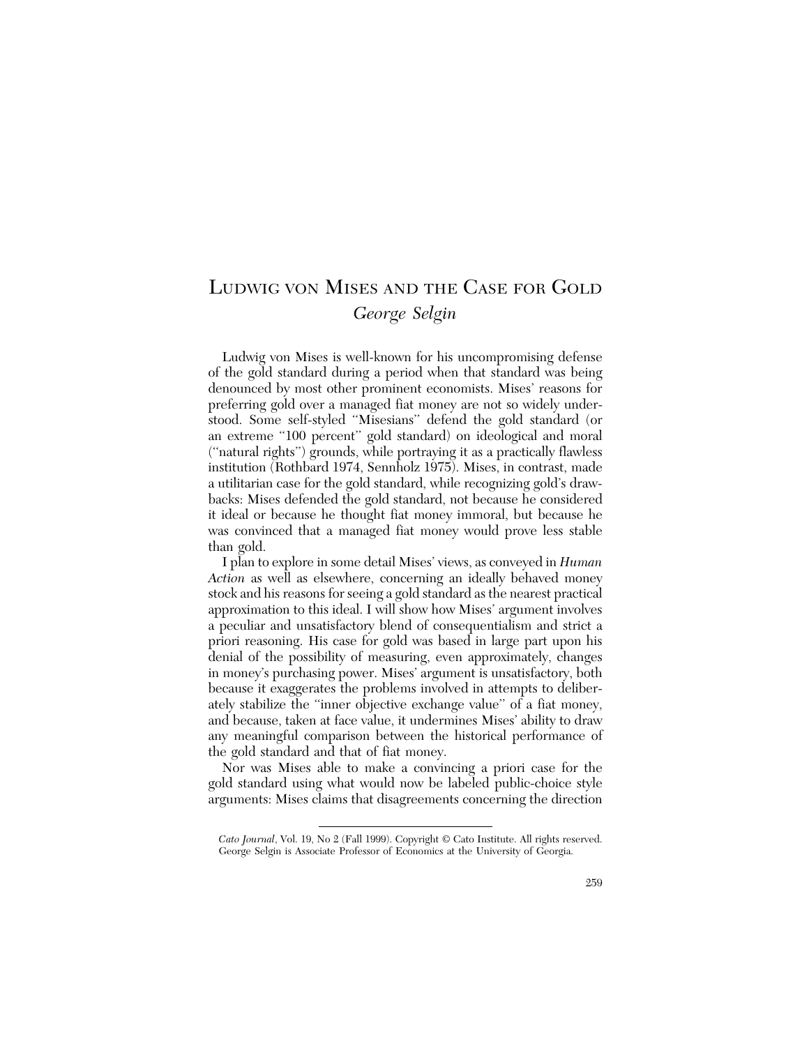# Ludwig von Mises and the Case for Gold

*George Selgin*

Ludwig von Mises is well-known for his uncompromising defense of the gold standard during a period when that standard was being denounced by most other prominent economists. Mises' reasons for preferring gold over a managed fiat money are not so widely understood. Some self-styled "Misesians" defend the gold standard (or an extreme "100 percent" gold standard) on ideological and moral ("natural rights") grounds, while portraying it as a practically flawless institution (Rothbard 1974, Sennholz 1975). Mises, in contrast, made a utilitarian case for the gold standard, while recognizing gold's drawbacks: Mises defended the gold standard, not because he considered it ideal or because he thought fiat money immoral, but because he was convinced that a managed fiat money would prove less stable than gold.

I plan to explore in some detail Mises' views, as conveyed in *Human Action* as well as elsewhere, concerning an ideally behaved money stock and his reasons for seeing a gold standard as the nearest practical approximation to this ideal. I will show how Mises' argument involves a peculiar and unsatisfactory blend of consequentialism and strict a priori reasoning. His case for gold was based in large part upon his denial of the possibility of measuring, even approximately, changes in money's purchasing power. Mises' argument is unsatisfactory, both because it exaggerates the problems involved in attempts to deliberately stabilize the "inner objective exchange value" of a fiat money, and because, taken at face value, it undermines Mises' ability to draw any meaningful comparison between the historical performance of the gold standard and that of fiat money.

Nor was Mises able to make a convincing a priori case for the gold standard using what would now be labeled public-choice style arguments: Mises claims that disagreements concerning the direction

*Cato Journal*, Vol. 19, No 2 (Fall 1999). Copyright © Cato Institute. All rights reserved. George Selgin is Associate Professor of Economics at the University of Georgia.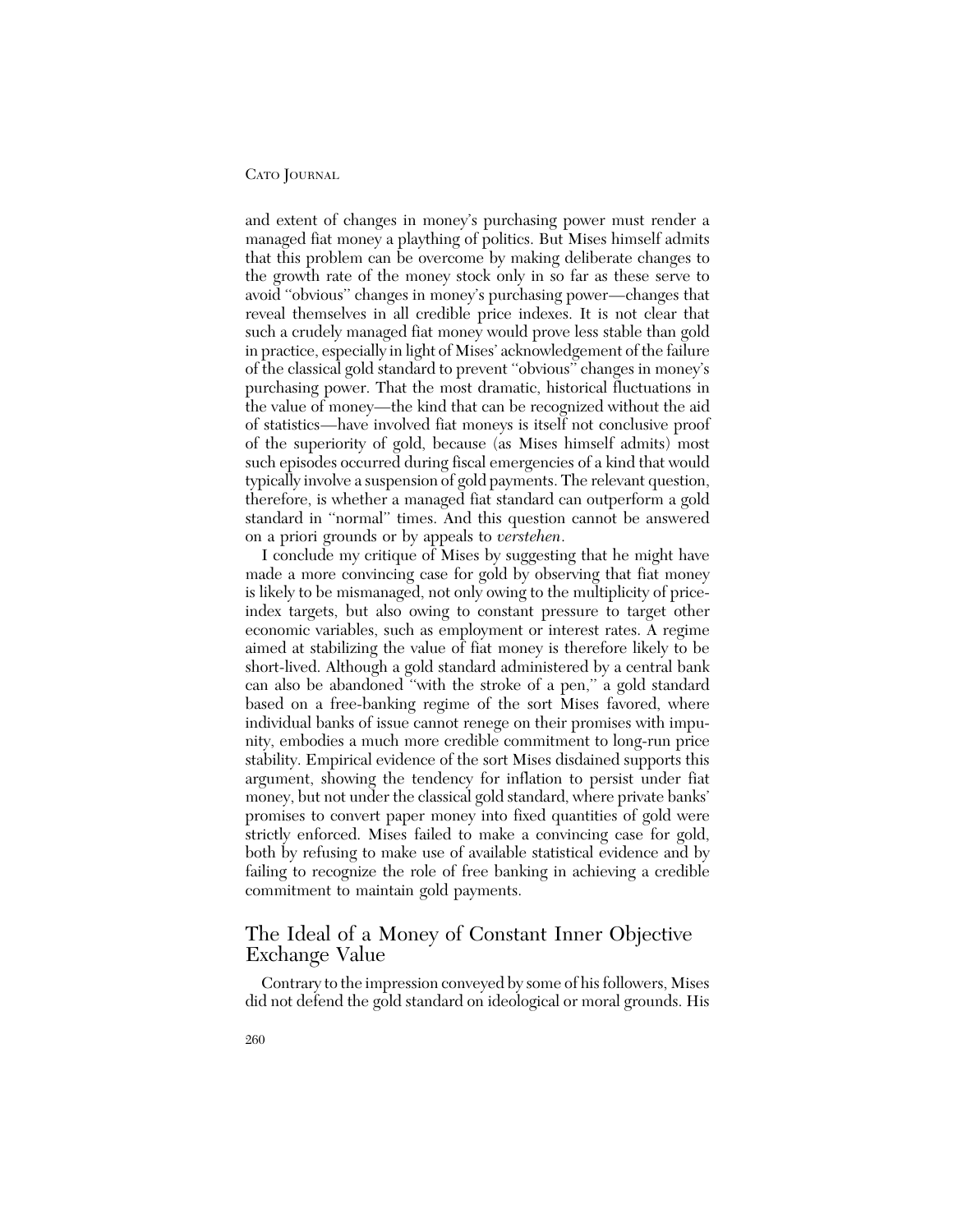and extent of changes in money's purchasing power must render a managed fiat money a plaything of politics. But Mises himself admits that this problem can be overcome by making deliberate changes to the growth rate of the money stock only in so far as these serve to avoid "obvious" changes in money's purchasing power—changes that reveal themselves in all credible price indexes. It is not clear that such a crudely managed fiat money would prove less stable than gold in practice, especially in light of Mises' acknowledgement of the failure of the classical gold standard to prevent "obvious" changes in money's purchasing power. That the most dramatic, historical fluctuations in the value of money—the kind that can be recognized without the aid of statistics—have involved fiat moneys is itself not conclusive proof of the superiority of gold, because (as Mises himself admits) most such episodes occurred during fiscal emergencies of a kind that would typically involve a suspension of gold payments. The relevant question, therefore, is whether a managed fiat standard can outperform a gold standard in "normal" times. And this question cannot be answered on a priori grounds or by appeals to *verstehen*.

I conclude my critique of Mises by suggesting that he might have made a more convincing case for gold by observing that fiat money is likely to be mismanaged, not only owing to the multiplicity of price-index targets, but also owing to constant pressure to target other economic variables, such as employment or interest rates. A regime aimed at stabilizing the value of fiat money is therefore likely to be short-lived. Although a gold standard administered by a central bank can also be abandoned "with the stroke of a pen," a gold standard based on a free-banking regime of the sort Mises favored, where individual banks of issue cannot renege on their promises with impunity, embodies a much more credible commitment to long-run price stability. Empirical evidence of the sort Mises disdained supports this argument, showing the tendency for inflation to persist under fiat money, but not under the classical gold standard, where private banks' promises to convert paper money into fixed quantities of gold were strictly enforced. Mises failed to make a convincing case for gold, both by refusing to make use of available statistical evidence and by failing to recognize the role of free banking in achieving a credible commitment to maintain gold payments.

## The Ideal of a Money of Constant Inner Objective Exchange Value

Contrary to the impression conveyed by some of his followers, Mises did not defend the gold standard on ideological or moral grounds. His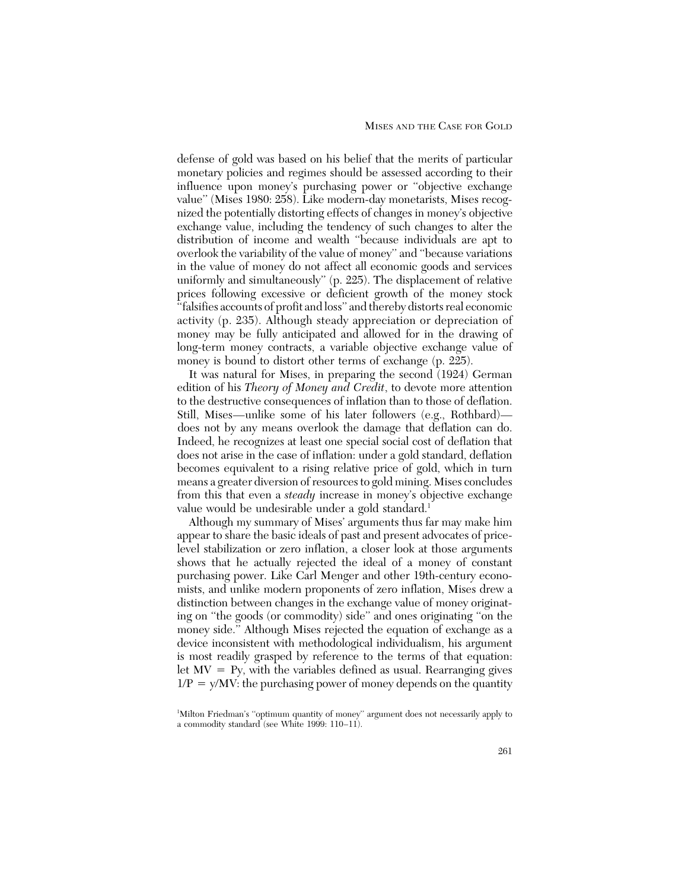defense of gold was based on his belief that the merits of particular monetary policies and regimes should be assessed according to their influence upon money's purchasing power or "objective exchange value" (Mises 1980: 258). Like modern-day monetarists, Mises recognized the potentially distorting effects of changes in money's objective exchange value, including the tendency of such changes to alter the distribution of income and wealth "because individuals are apt to overlook the variability of the value of money" and "because variations in the value of money do not affect all economic goods and services uniformly and simultaneously" (p. 225). The displacement of relative prices following excessive or deficient growth of the money stock "falsifies accounts of profit and loss" and thereby distorts real economic activity (p. 235). Although steady appreciation or depreciation of money may be fully anticipated and allowed for in the drawing of long-term money contracts, a variable objective exchange value of money is bound to distort other terms of exchange (p. 225).

It was natural for Mises, in preparing the second (1924) German edition of his *Theory of Money and Credit*, to devote more attention to the destructive consequences of inflation than to those of deflation. Still, Mises—unlike some of his later followers (e.g., Rothbard)—does not by any means overlook the damage that deflation can do. Indeed, he recognizes at least one special social cost of deflation that does not arise in the case of inflation: under a gold standard, deflation becomes equivalent to a rising relative price of gold, which in turn means a greater diversion of resources to gold mining. Mises concludes from this that even a *steady* increase in money's objective exchange value would be undesirable under a gold standard.[1]

Although my summary of Mises' arguments thus far may make him appear to share the basic ideals of past and present advocates of price-level stabilization or zero inflation, a closer look at those arguments shows that he actually rejected the ideal of a money of constant purchasing power. Like Carl Menger and other 19th-century economists, and unlike modern proponents of zero inflation, Mises drew a distinction between changes in the exchange value of money originating on "the goods (or commodity) side" and ones originating "on the money side." Although Mises rejected the equation of exchange as a device inconsistent with methodological individualism, his argument is most readily grasped by reference to the terms of that equation: let $MV = Py$, with the variables defined as usual. Rearranging gives $1/P = y/MV$: the purchasing power of money depends on the quantity

[1] Milton Friedman's "optimum quantity of money" argument does not necessarily apply to a commodity standard (see White 1999: 110–11).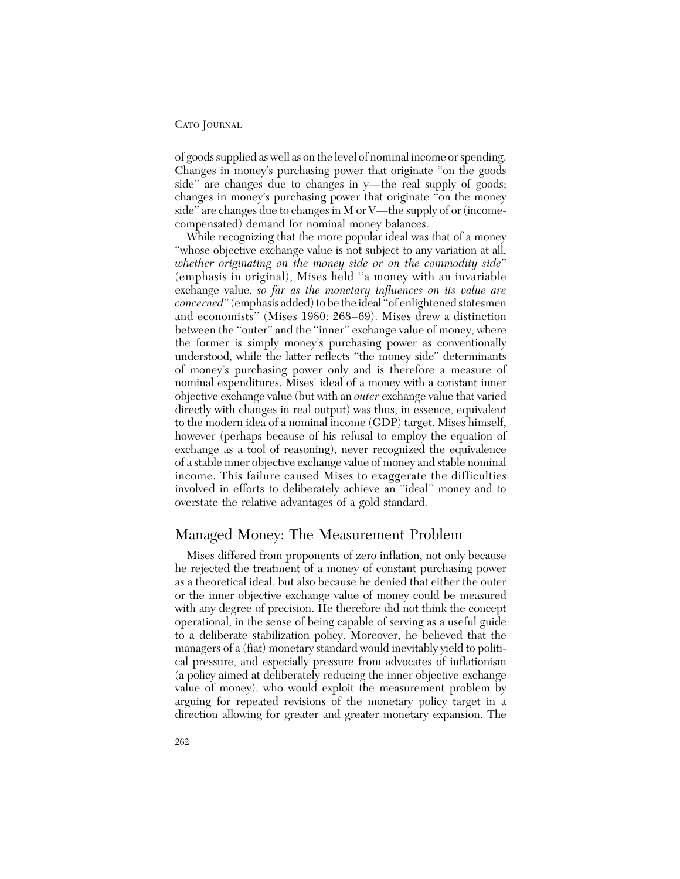of goods supplied as well as on the level of nominal income or spending. Changes in money's purchasing power that originate "on the goods side" are changes due to changes in $y$—the real supply of goods; changes in money's purchasing power that originate "on the money side" are changes due to changes in $M$ or $V$—the supply of or (income-compensated) demand for nominal money balances.

While recognizing that the more popular ideal was that of a money "whose objective exchange value is not subject to any variation at all, *whether originating on the money side or on the commodity side*" (emphasis in original), Mises held "a money with an invariable exchange value, *so far as the monetary influences on its value are concerned*" (emphasis added) to be the ideal "of enlightened statesmen and economists" (Mises 1980: 268–69). Mises drew a distinction between the "outer" and the "inner" exchange value of money, where the former is simply money's purchasing power as conventionally understood, while the latter reflects "the money side" determinants of money's purchasing power only and is therefore a measure of nominal expenditures. Mises' ideal of a money with a constant inner objective exchange value (but with an *outer* exchange value that varied directly with changes in real output) was thus, in essence, equivalent to the modern idea of a nominal income (GDP) target. Mises himself, however (perhaps because of his refusal to employ the equation of exchange as a tool of reasoning), never recognized the equivalence of a stable inner objective exchange value of money and stable nominal income. This failure caused Mises to exaggerate the difficulties involved in efforts to deliberately achieve an "ideal" money and to overstate the relative advantages of a gold standard.

## Managed Money: The Measurement Problem

Mises differed from proponents of zero inflation, not only because he rejected the treatment of a money of constant purchasing power as a theoretical ideal, but also because he denied that either the outer or the inner objective exchange value of money could be measured with any degree of precision. He therefore did not think the concept operational, in the sense of being capable of serving as a useful guide to a deliberate stabilization policy. Moreover, he believed that the managers of a (fiat) monetary standard would inevitably yield to political pressure, and especially pressure from advocates of inflationism (a policy aimed at deliberately reducing the inner objective exchange value of money), who would exploit the measurement problem by arguing for repeated revisions of the monetary policy target in a direction allowing for greater and greater monetary expansion. The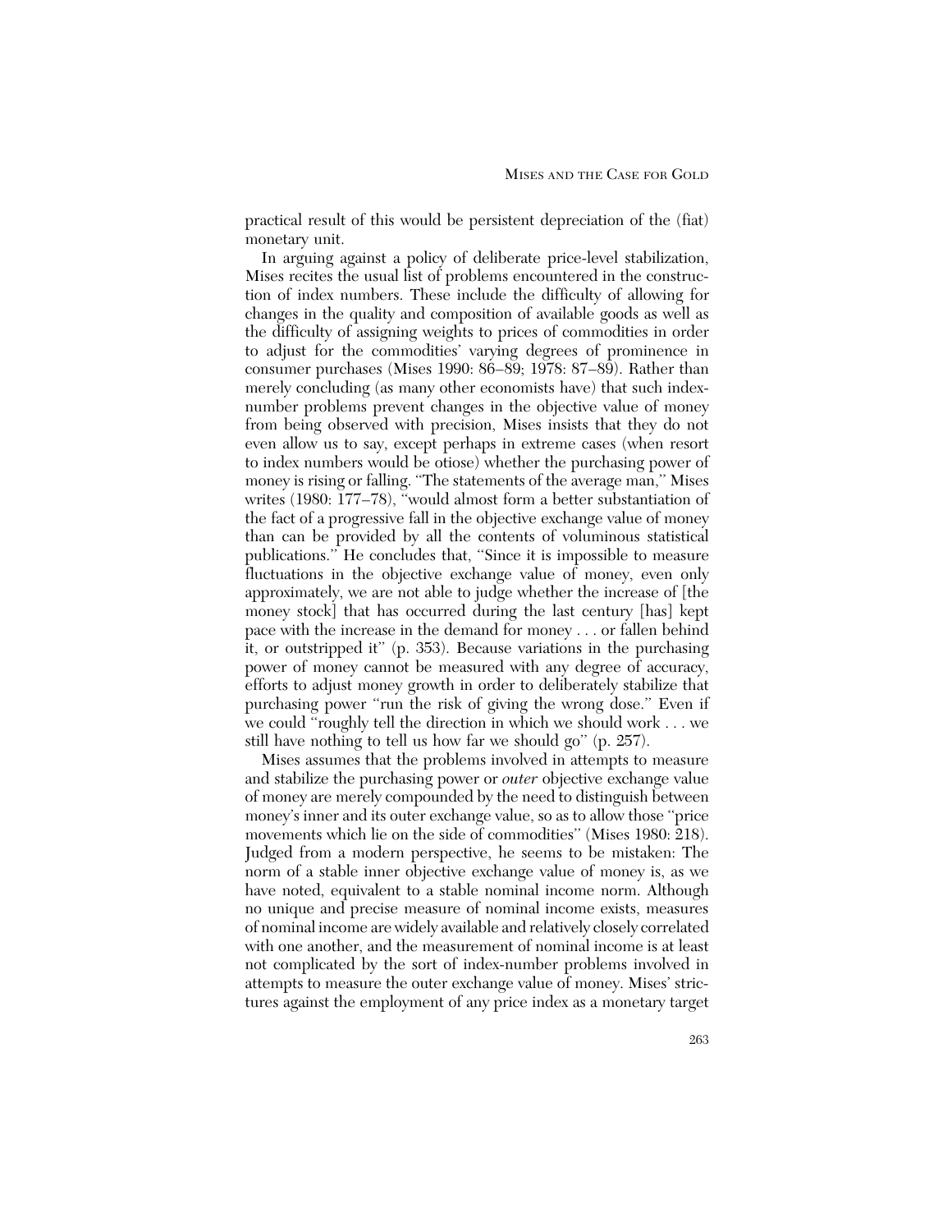practical result of this would be persistent depreciation of the (fiat) monetary unit.

In arguing against a policy of deliberate price-level stabilization, Mises recites the usual list of problems encountered in the construction of index numbers. These include the difficulty of allowing for changes in the quality and composition of available goods as well as the difficulty of assigning weights to prices of commodities in order to adjust for the commodities' varying degrees of prominence in consumer purchases (Mises 1990: 86–89; 1978: 87–89). Rather than merely concluding (as many other economists have) that such index-number problems prevent changes in the objective value of money from being observed with precision, Mises insists that they do not even allow us to say, except perhaps in extreme cases (when resort to index numbers would be otiose) whether the purchasing power of money is rising or falling. "The statements of the average man," Mises writes (1980: 177–78), "would almost form a better substantiation of the fact of a progressive fall in the objective exchange value of money than can be provided by all the contents of voluminous statistical publications." He concludes that, "Since it is impossible to measure fluctuations in the objective exchange value of money, even only approximately, we are not able to judge whether the increase of [the money stock] that has occurred during the last century [has] kept pace with the increase in the demand for money . . . or fallen behind it, or outstripped it" (p. 353). Because variations in the purchasing power of money cannot be measured with any degree of accuracy, efforts to adjust money growth in order to deliberately stabilize that purchasing power "run the risk of giving the wrong dose." Even if we could "roughly tell the direction in which we should work . . . we still have nothing to tell us how far we should go" (p. 257).

Mises assumes that the problems involved in attempts to measure and stabilize the purchasing power or *outer* objective exchange value of money are merely compounded by the need to distinguish between money's inner and its outer exchange value, so as to allow those "price movements which lie on the side of commodities" (Mises 1980: 218). Judged from a modern perspective, he seems to be mistaken: The norm of a stable inner objective exchange value of money is, as we have noted, equivalent to a stable nominal income norm. Although no unique and precise measure of nominal income exists, measures of nominal income are widely available and relatively closely correlated with one another, and the measurement of nominal income is at least not complicated by the sort of index-number problems involved in attempts to measure the outer exchange value of money. Mises' strictures against the employment of any price index as a monetary target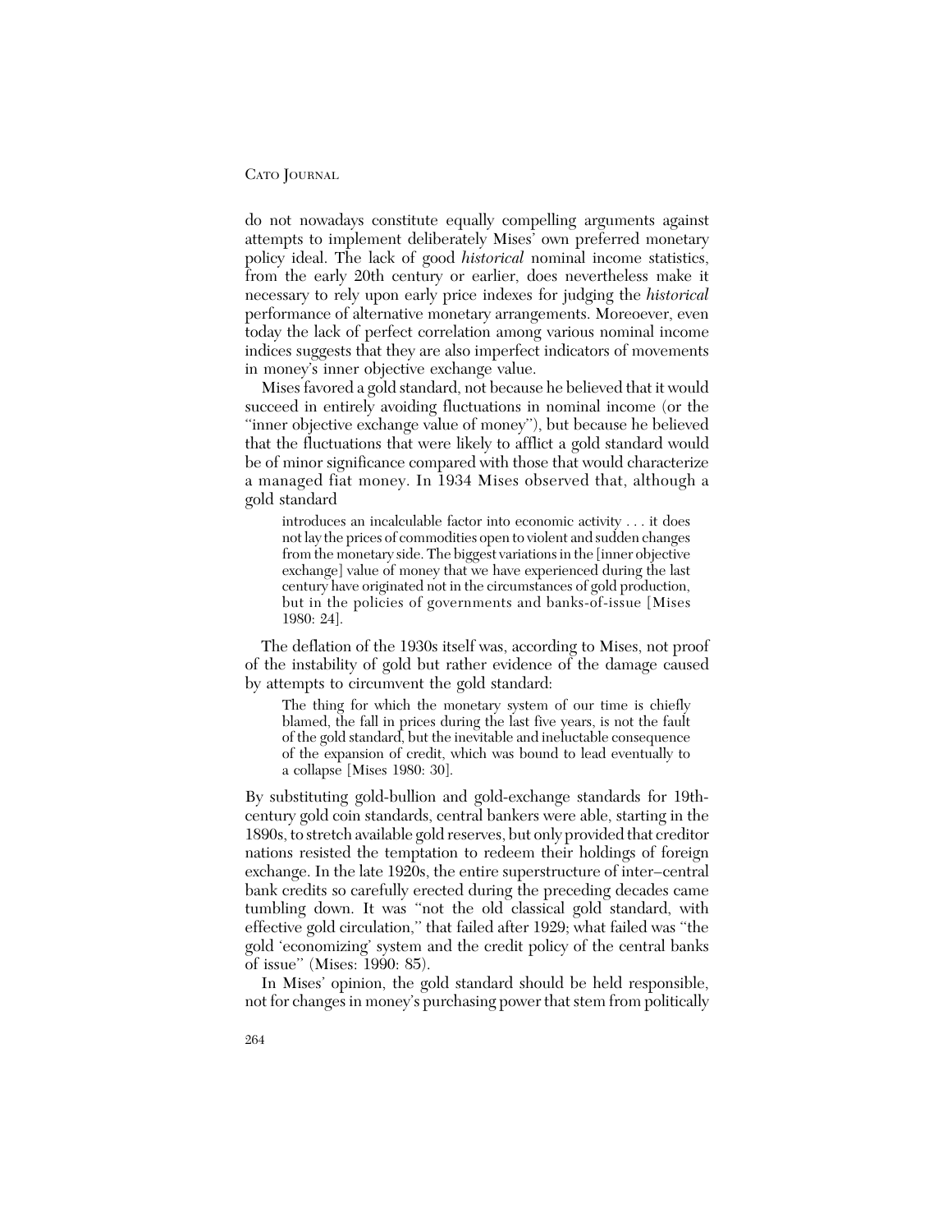do not nowadays constitute equally compelling arguments against attempts to implement deliberately Mises' own preferred monetary policy ideal. The lack of good *historical* nominal income statistics, from the early 20th century or earlier, does nevertheless make it necessary to rely upon early price indexes for judging the *historical* performance of alternative monetary arrangements. Moreoever, even today the lack of perfect correlation among various nominal income indices suggests that they are also imperfect indicators of movements in money's inner objective exchange value.

Mises favored a gold standard, not because he believed that it would succeed in entirely avoiding fluctuations in nominal income (or the "inner objective exchange value of money"), but because he believed that the fluctuations that were likely to afflict a gold standard would be of minor significance compared with those that would characterize a managed fiat money. In 1934 Mises observed that, although a gold standard

> introduces an incalculable factor into economic activity . . . it does not lay the prices of commodities open to violent and sudden changes from the monetary side. The biggest variations in the [inner objective exchange] value of money that we have experienced during the last century have originated not in the circumstances of gold production, but in the policies of governments and banks-of-issue [Mises 1980: 24].

The deflation of the 1930s itself was, according to Mises, not proof of the instability of gold but rather evidence of the damage caused by attempts to circumvent the gold standard:

> The thing for which the monetary system of our time is chiefly blamed, the fall in prices during the last five years, is not the fault of the gold standard, but the inevitable and ineluctable consequence of the expansion of credit, which was bound to lead eventually to a collapse [Mises 1980: 30].

By substituting gold-bullion and gold-exchange standards for 19th-century gold coin standards, central bankers were able, starting in the 1890s, to stretch available gold reserves, but only provided that creditor nations resisted the temptation to redeem their holdings of foreign exchange. In the late 1920s, the entire superstructure of inter–central bank credits so carefully erected during the preceding decades came tumbling down. It was "not the old classical gold standard, with effective gold circulation," that failed after 1929; what failed was "the gold 'economizing' system and the credit policy of the central banks of issue" (Mises: 1990: 85).

In Mises' opinion, the gold standard should be held responsible, not for changes in money's purchasing power that stem from politically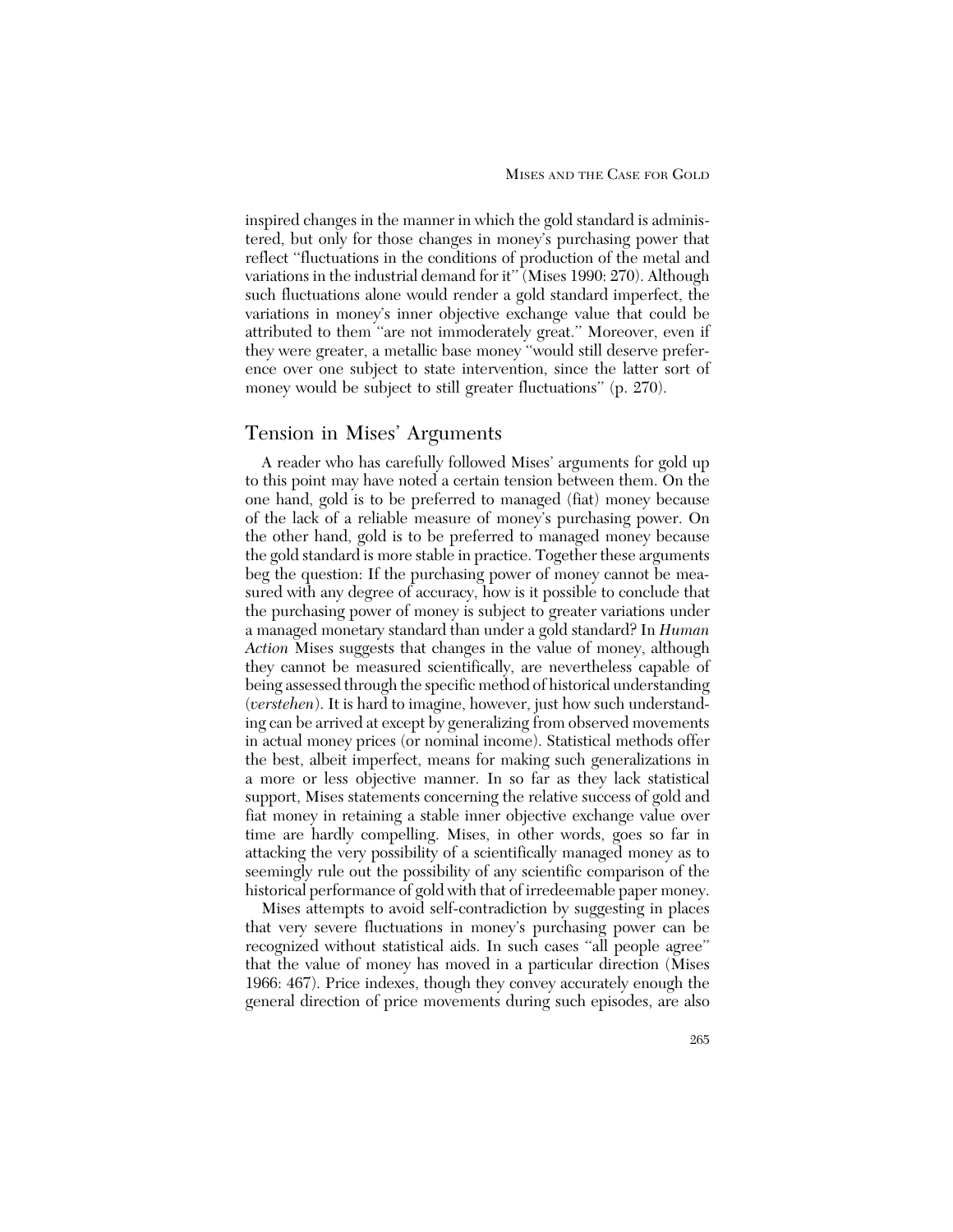inspired changes in the manner in which the gold standard is administered, but only for those changes in money's purchasing power that reflect "fluctuations in the conditions of production of the metal and variations in the industrial demand for it" (Mises 1990: 270). Although such fluctuations alone would render a gold standard imperfect, the variations in money's inner objective exchange value that could be attributed to them "are not immoderately great." Moreover, even if they were greater, a metallic base money "would still deserve preference over one subject to state intervention, since the latter sort of money would be subject to still greater fluctuations" (p. 270).

## Tension in Mises' Arguments

A reader who has carefully followed Mises' arguments for gold up to this point may have noted a certain tension between them. On the one hand, gold is to be preferred to managed (fiat) money because of the lack of a reliable measure of money's purchasing power. On the other hand, gold is to be preferred to managed money because the gold standard is more stable in practice. Together these arguments beg the question: If the purchasing power of money cannot be measured with any degree of accuracy, how is it possible to conclude that the purchasing power of money is subject to greater variations under a managed monetary standard than under a gold standard? In *Human Action* Mises suggests that changes in the value of money, although they cannot be measured scientifically, are nevertheless capable of being assessed through the specific method of historical understanding (*verstehen*). It is hard to imagine, however, just how such understanding can be arrived at except by generalizing from observed movements in actual money prices (or nominal income). Statistical methods offer the best, albeit imperfect, means for making such generalizations in a more or less objective manner. In so far as they lack statistical support, Mises statements concerning the relative success of gold and fiat money in retaining a stable inner objective exchange value over time are hardly compelling. Mises, in other words, goes so far in attacking the very possibility of a scientifically managed money as to seemingly rule out the possibility of any scientific comparison of the historical performance of gold with that of irredeemable paper money.

Mises attempts to avoid self-contradiction by suggesting in places that very severe fluctuations in money's purchasing power can be recognized without statistical aids. In such cases "all people agree" that the value of money has moved in a particular direction (Mises 1966: 467). Price indexes, though they convey accurately enough the general direction of price movements during such episodes, are also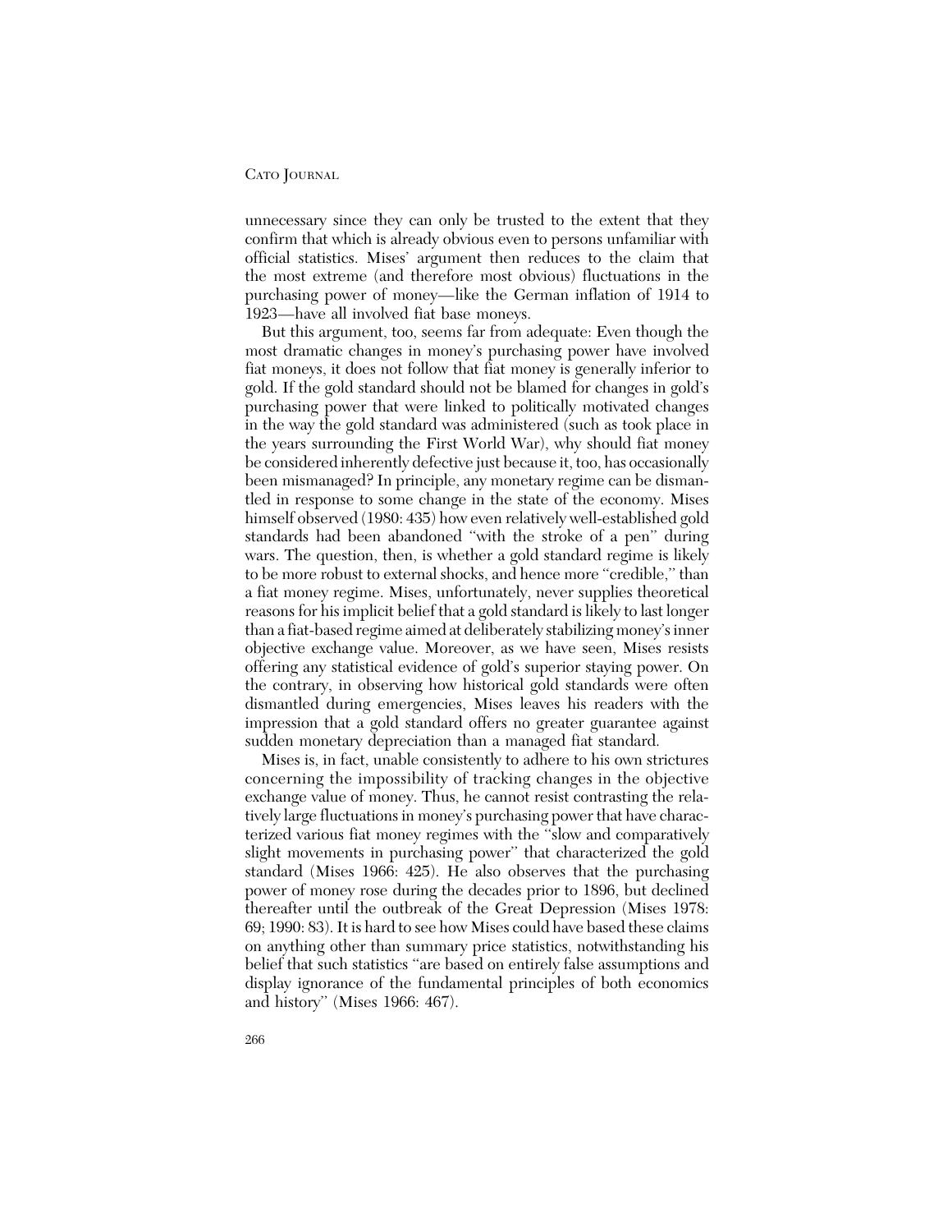unnecessary since they can only be trusted to the extent that they confirm that which is already obvious even to persons unfamiliar with official statistics. Mises' argument then reduces to the claim that the most extreme (and therefore most obvious) fluctuations in the purchasing power of money—like the German inflation of 1914 to 1923—have all involved fiat base moneys.

But this argument, too, seems far from adequate: Even though the most dramatic changes in money's purchasing power have involved fiat moneys, it does not follow that fiat money is generally inferior to gold. If the gold standard should not be blamed for changes in gold's purchasing power that were linked to politically motivated changes in the way the gold standard was administered (such as took place in the years surrounding the First World War), why should fiat money be considered inherently defective just because it, too, has occasionally been mismanaged? In principle, any monetary regime can be dismantled in response to some change in the state of the economy. Mises himself observed (1980: 435) how even relatively well-established gold standards had been abandoned "with the stroke of a pen" during wars. The question, then, is whether a gold standard regime is likely to be more robust to external shocks, and hence more "credible," than a fiat money regime. Mises, unfortunately, never supplies theoretical reasons for his implicit belief that a gold standard is likely to last longer than a fiat-based regime aimed at deliberately stabilizing money's inner objective exchange value. Moreover, as we have seen, Mises resists offering any statistical evidence of gold's superior staying power. On the contrary, in observing how historical gold standards were often dismantled during emergencies, Mises leaves his readers with the impression that a gold standard offers no greater guarantee against sudden monetary depreciation than a managed fiat standard.

Mises is, in fact, unable consistently to adhere to his own strictures concerning the impossibility of tracking changes in the objective exchange value of money. Thus, he cannot resist contrasting the relatively large fluctuations in money's purchasing power that have characterized various fiat money regimes with the "slow and comparatively slight movements in purchasing power" that characterized the gold standard (Mises 1966: 425). He also observes that the purchasing power of money rose during the decades prior to 1896, but declined thereafter until the outbreak of the Great Depression (Mises 1978: 69; 1990: 83). It is hard to see how Mises could have based these claims on anything other than summary price statistics, notwithstanding his belief that such statistics "are based on entirely false assumptions and display ignorance of the fundamental principles of both economics and history" (Mises 1966: 467).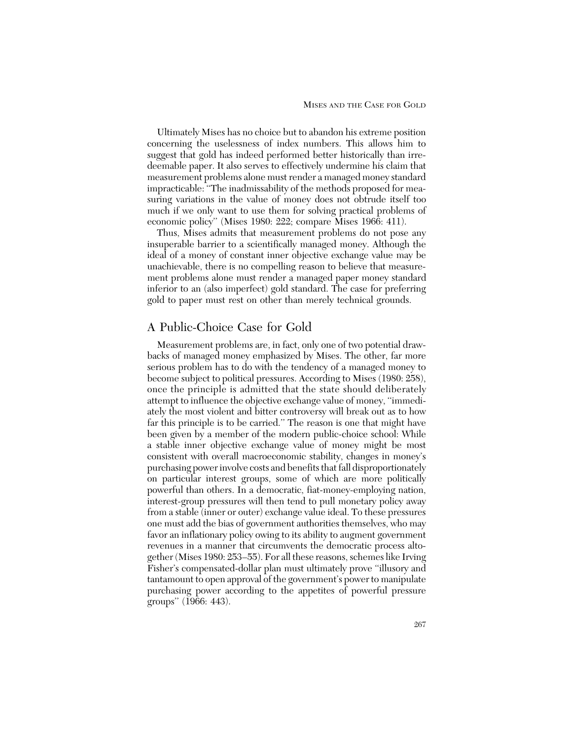Ultimately Mises has no choice but to abandon his extreme position concerning the uselessness of index numbers. This allows him to suggest that gold has indeed performed better historically than irredeemable paper. It also serves to effectively undermine his claim that measurement problems alone must render a managed money standard impracticable: "The inadmissability of the methods proposed for measuring variations in the value of money does not obtrude itself too much if we only want to use them for solving practical problems of economic policy" (Mises 1980: 222; compare Mises 1966: 411).

Thus, Mises admits that measurement problems do not pose any insuperable barrier to a scientifically managed money. Although the ideal of a money of constant inner objective exchange value may be unachievable, there is no compelling reason to believe that measurement problems alone must render a managed paper money standard inferior to an (also imperfect) gold standard. The case for preferring gold to paper must rest on other than merely technical grounds.

## A Public-Choice Case for Gold

Measurement problems are, in fact, only one of two potential drawbacks of managed money emphasized by Mises. The other, far more serious problem has to do with the tendency of a managed money to become subject to political pressures. According to Mises (1980: 258), once the principle is admitted that the state should deliberately attempt to influence the objective exchange value of money, "immediately the most violent and bitter controversy will break out as to how far this principle is to be carried." The reason is one that might have been given by a member of the modern public-choice school: While a stable inner objective exchange value of money might be most consistent with overall macroeconomic stability, changes in money's purchasing power involve costs and benefits that fall disproportionately on particular interest groups, some of which are more politically powerful than others. In a democratic, fiat-money-employing nation, interest-group pressures will then tend to pull monetary policy away from a stable (inner or outer) exchange value ideal. To these pressures one must add the bias of government authorities themselves, who may favor an inflationary policy owing to its ability to augment government revenues in a manner that circumvents the democratic process altogether (Mises 1980: 253–55). For all these reasons, schemes like Irving Fisher's compensated-dollar plan must ultimately prove "illusory and tantamount to open approval of the government's power to manipulate purchasing power according to the appetites of powerful pressure groups" (1966: 443).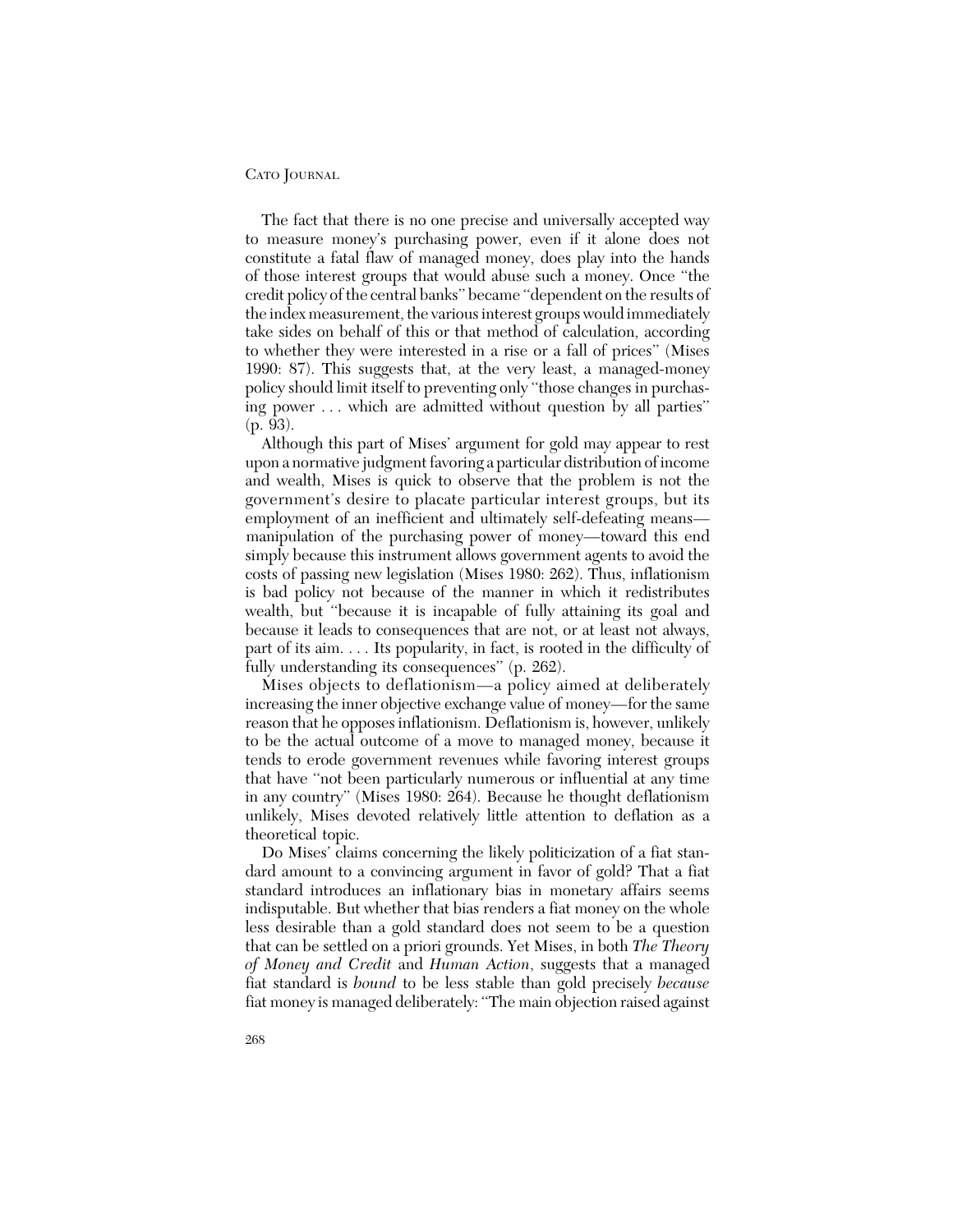The fact that there is no one precise and universally accepted way to measure money's purchasing power, even if it alone does not constitute a fatal flaw of managed money, does play into the hands of those interest groups that would abuse such a money. Once "the credit policy of the central banks" became "dependent on the results of the index measurement, the various interest groups would immediately take sides on behalf of this or that method of calculation, according to whether they were interested in a rise or a fall of prices" (Mises 1990: 87). This suggests that, at the very least, a managed-money policy should limit itself to preventing only "those changes in purchasing power . . . which are admitted without question by all parties" (p. 93).

Although this part of Mises' argument for gold may appear to rest upon a normative judgment favoring a particular distribution of income and wealth, Mises is quick to observe that the problem is not the government's desire to placate particular interest groups, but its employment of an inefficient and ultimately self-defeating means—manipulation of the purchasing power of money—toward this end simply because this instrument allows government agents to avoid the costs of passing new legislation (Mises 1980: 262). Thus, inflationism is bad policy not because of the manner in which it redistributes wealth, but "because it is incapable of fully attaining its goal and because it leads to consequences that are not, or at least not always, part of its aim. . . . Its popularity, in fact, is rooted in the difficulty of fully understanding its consequences" (p. 262).

Mises objects to deflationism—a policy aimed at deliberately increasing the inner objective exchange value of money—for the same reason that he opposes inflationism. Deflationism is, however, unlikely to be the actual outcome of a move to managed money, because it tends to erode government revenues while favoring interest groups that have "not been particularly numerous or influential at any time in any country" (Mises 1980: 264). Because he thought deflationism unlikely, Mises devoted relatively little attention to deflation as a theoretical topic.

Do Mises' claims concerning the likely politicization of a fiat standard amount to a convincing argument in favor of gold? That a fiat standard introduces an inflationary bias in monetary affairs seems indisputable. But whether that bias renders a fiat money on the whole less desirable than a gold standard does not seem to be a question that can be settled on a priori grounds. Yet Mises, in both *The Theory of Money and Credit* and *Human Action*, suggests that a managed fiat standard is *bound* to be less stable than gold precisely *because* fiat money is managed deliberately: "The main objection raised against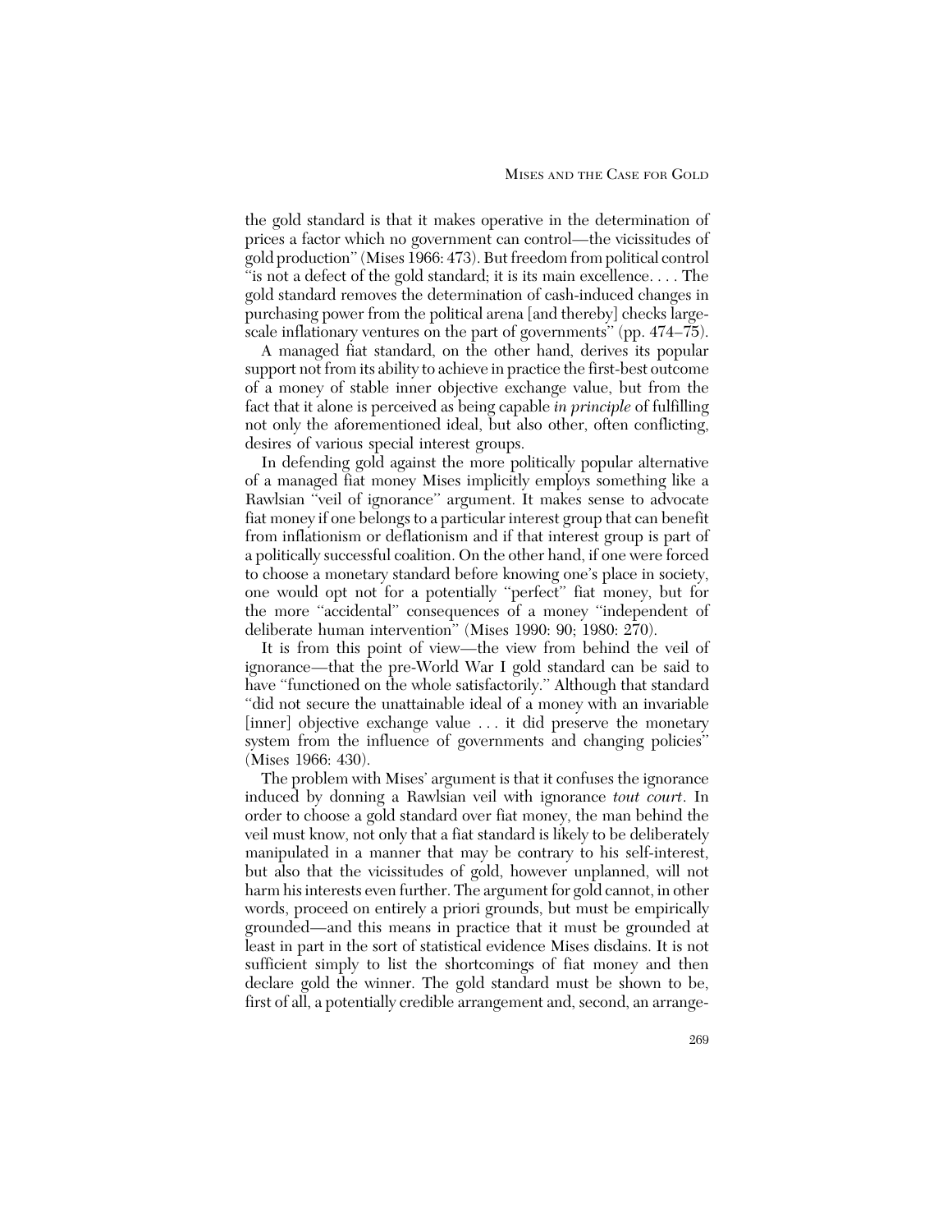the gold standard is that it makes operative in the determination of prices a factor which no government can control—the vicissitudes of gold production" (Mises 1966: 473). But freedom from political control "is not a defect of the gold standard; it is its main excellence. . . . The gold standard removes the determination of cash-induced changes in purchasing power from the political arena [and thereby] checks large-scale inflationary ventures on the part of governments" (pp. 474–75).

A managed fiat standard, on the other hand, derives its popular support not from its ability to achieve in practice the first-best outcome of a money of stable inner objective exchange value, but from the fact that it alone is perceived as being capable *in principle* of fulfilling not only the aforementioned ideal, but also other, often conflicting, desires of various special interest groups.

In defending gold against the more politically popular alternative of a managed fiat money Mises implicitly employs something like a Rawlsian "veil of ignorance" argument. It makes sense to advocate fiat money if one belongs to a particular interest group that can benefit from inflationism or deflationism and if that interest group is part of a politically successful coalition. On the other hand, if one were forced to choose a monetary standard before knowing one's place in society, one would opt not for a potentially "perfect" fiat money, but for the more "accidental" consequences of a money "independent of deliberate human intervention" (Mises 1990: 90; 1980: 270).

It is from this point of view—the view from behind the veil of ignorance—that the pre-World War I gold standard can be said to have "functioned on the whole satisfactorily." Although that standard "did not secure the unattainable ideal of a money with an invariable [inner] objective exchange value . . . it did preserve the monetary system from the influence of governments and changing policies" (Mises 1966: 430).

The problem with Mises' argument is that it confuses the ignorance induced by donning a Rawlsian veil with ignorance *tout court*. In order to choose a gold standard over fiat money, the man behind the veil must know, not only that a fiat standard is likely to be deliberately manipulated in a manner that may be contrary to his self-interest, but also that the vicissitudes of gold, however unplanned, will not harm his interests even further. The argument for gold cannot, in other words, proceed on entirely a priori grounds, but must be empirically grounded—and this means in practice that it must be grounded at least in part in the sort of statistical evidence Mises disdains. It is not sufficient simply to list the shortcomings of fiat money and then declare gold the winner. The gold standard must be shown to be, first of all, a potentially credible arrangement and, second, an arrange-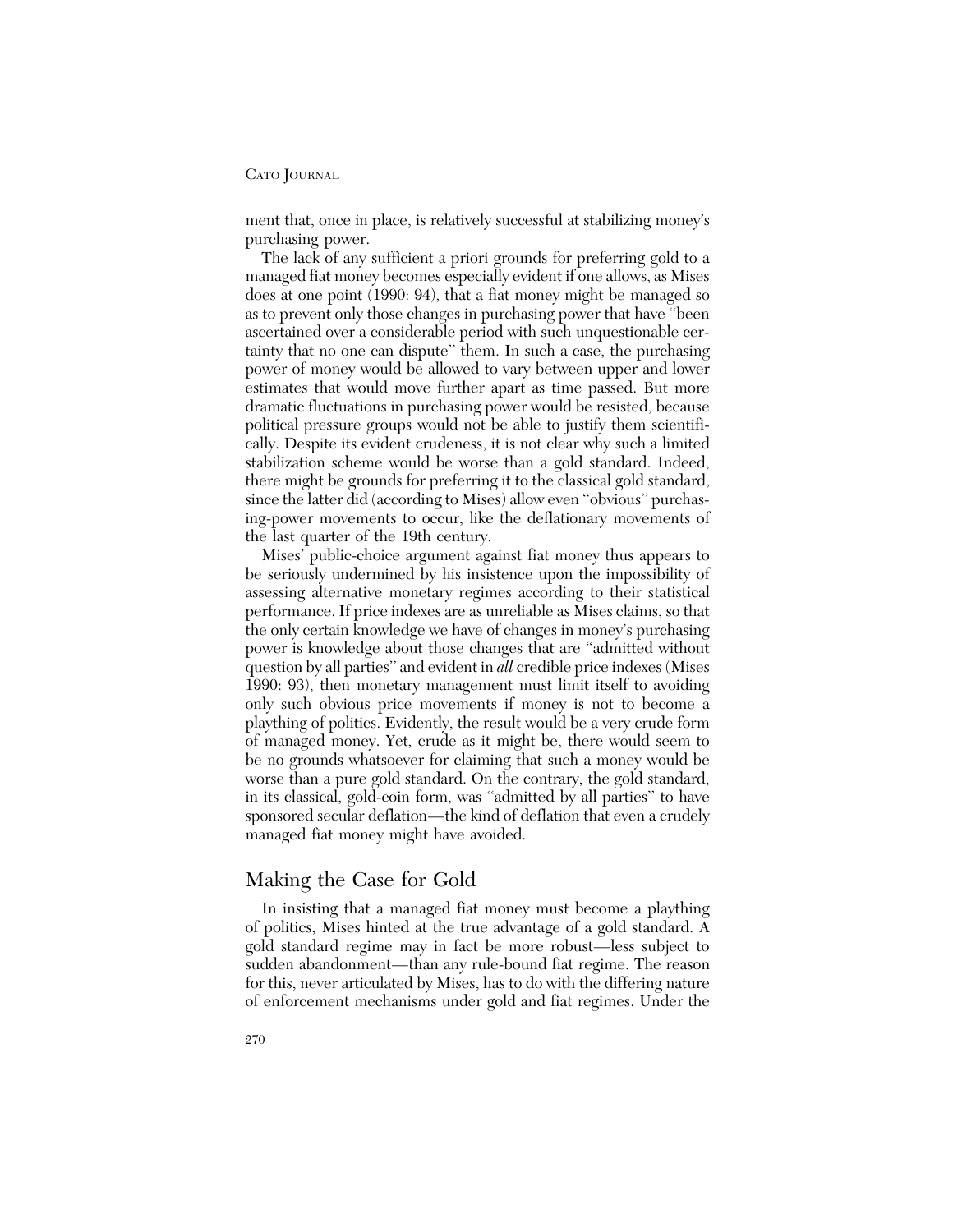ment that, once in place, is relatively successful at stabilizing money's purchasing power.

The lack of any sufficient a priori grounds for preferring gold to a managed fiat money becomes especially evident if one allows, as Mises does at one point (1990: 94), that a fiat money might be managed so as to prevent only those changes in purchasing power that have "been ascertained over a considerable period with such unquestionable certainty that no one can dispute" them. In such a case, the purchasing power of money would be allowed to vary between upper and lower estimates that would move further apart as time passed. But more dramatic fluctuations in purchasing power would be resisted, because political pressure groups would not be able to justify them scientifically. Despite its evident crudeness, it is not clear why such a limited stabilization scheme would be worse than a gold standard. Indeed, there might be grounds for preferring it to the classical gold standard, since the latter did (according to Mises) allow even "obvious" purchasing-power movements to occur, like the deflationary movements of the last quarter of the 19th century.

Mises' public-choice argument against fiat money thus appears to be seriously undermined by his insistence upon the impossibility of assessing alternative monetary regimes according to their statistical performance. If price indexes are as unreliable as Mises claims, so that the only certain knowledge we have of changes in money's purchasing power is knowledge about those changes that are "admitted without question by all parties" and evident in *all* credible price indexes (Mises 1990: 93), then monetary management must limit itself to avoiding only such obvious price movements if money is not to become a plaything of politics. Evidently, the result would be a very crude form of managed money. Yet, crude as it might be, there would seem to be no grounds whatsoever for claiming that such a money would be worse than a pure gold standard. On the contrary, the gold standard, in its classical, gold-coin form, was "admitted by all parties" to have sponsored secular deflation—the kind of deflation that even a crudely managed fiat money might have avoided.

## Making the Case for Gold

In insisting that a managed fiat money must become a plaything of politics, Mises hinted at the true advantage of a gold standard. A gold standard regime may in fact be more robust—less subject to sudden abandonment—than any rule-bound fiat regime. The reason for this, never articulated by Mises, has to do with the differing nature of enforcement mechanisms under gold and fiat regimes. Under the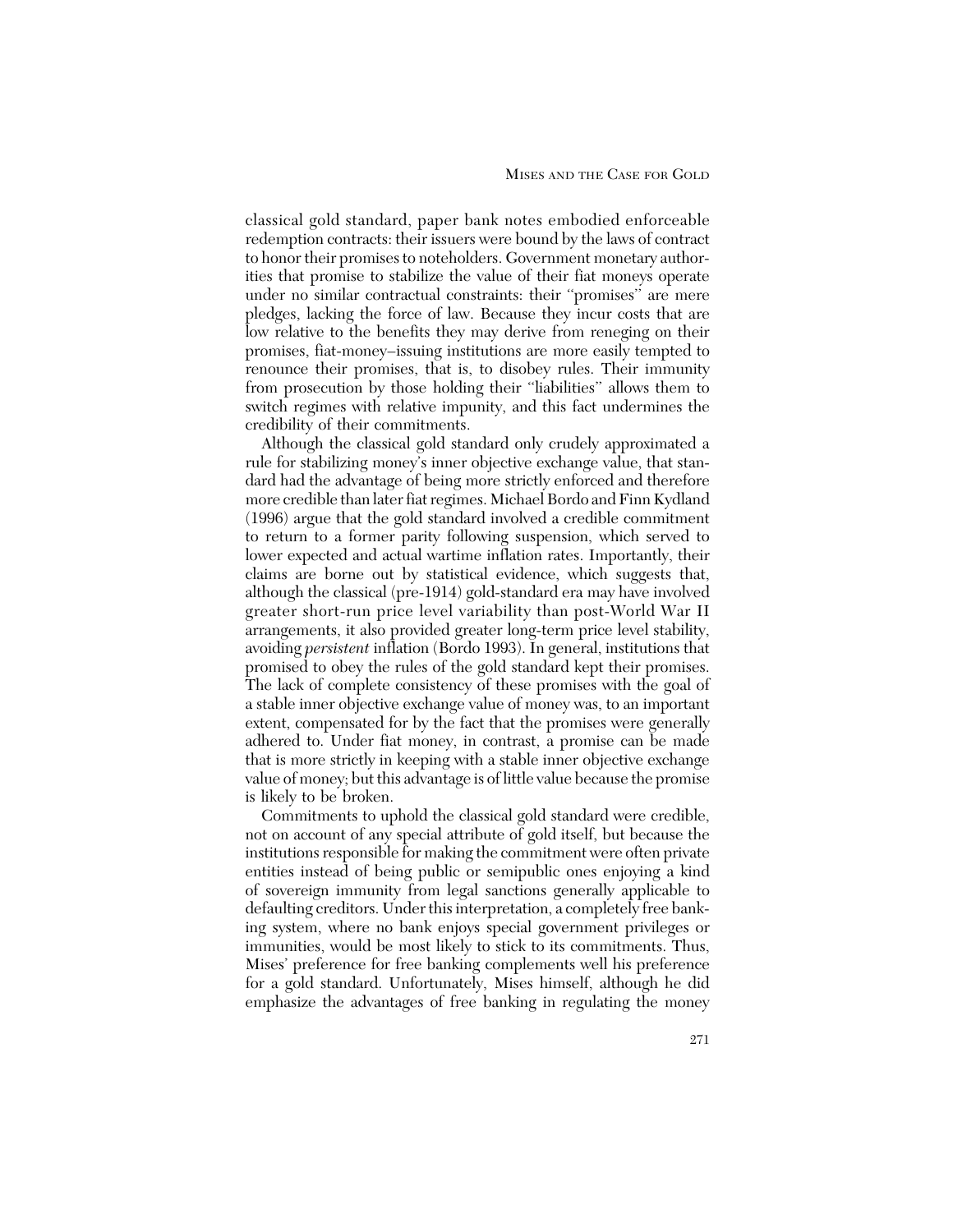classical gold standard, paper bank notes embodied enforceable redemption contracts: their issuers were bound by the laws of contract to honor their promises to noteholders. Government monetary authorities that promise to stabilize the value of their fiat moneys operate under no similar contractual constraints: their "promises" are mere pledges, lacking the force of law. Because they incur costs that are low relative to the benefits they may derive from reneging on their promises, fiat-money–issuing institutions are more easily tempted to renounce their promises, that is, to disobey rules. Their immunity from prosecution by those holding their "liabilities" allows them to switch regimes with relative impunity, and this fact undermines the credibility of their commitments.

Although the classical gold standard only crudely approximated a rule for stabilizing money's inner objective exchange value, that standard had the advantage of being more strictly enforced and therefore more credible than later fiat regimes. Michael Bordo and Finn Kydland (1996) argue that the gold standard involved a credible commitment to return to a former parity following suspension, which served to lower expected and actual wartime inflation rates. Importantly, their claims are borne out by statistical evidence, which suggests that, although the classical (pre-1914) gold-standard era may have involved greater short-run price level variability than post-World War II arrangements, it also provided greater long-term price level stability, avoiding *persistent* inflation (Bordo 1993). In general, institutions that promised to obey the rules of the gold standard kept their promises. The lack of complete consistency of these promises with the goal of a stable inner objective exchange value of money was, to an important extent, compensated for by the fact that the promises were generally adhered to. Under fiat money, in contrast, a promise can be made that is more strictly in keeping with a stable inner objective exchange value of money; but this advantage is of little value because the promise is likely to be broken.

Commitments to uphold the classical gold standard were credible, not on account of any special attribute of gold itself, but because the institutions responsible for making the commitment were often private entities instead of being public or semipublic ones enjoying a kind of sovereign immunity from legal sanctions generally applicable to defaulting creditors. Under this interpretation, a completely free banking system, where no bank enjoys special government privileges or immunities, would be most likely to stick to its commitments. Thus, Mises' preference for free banking complements well his preference for a gold standard. Unfortunately, Mises himself, although he did emphasize the advantages of free banking in regulating the money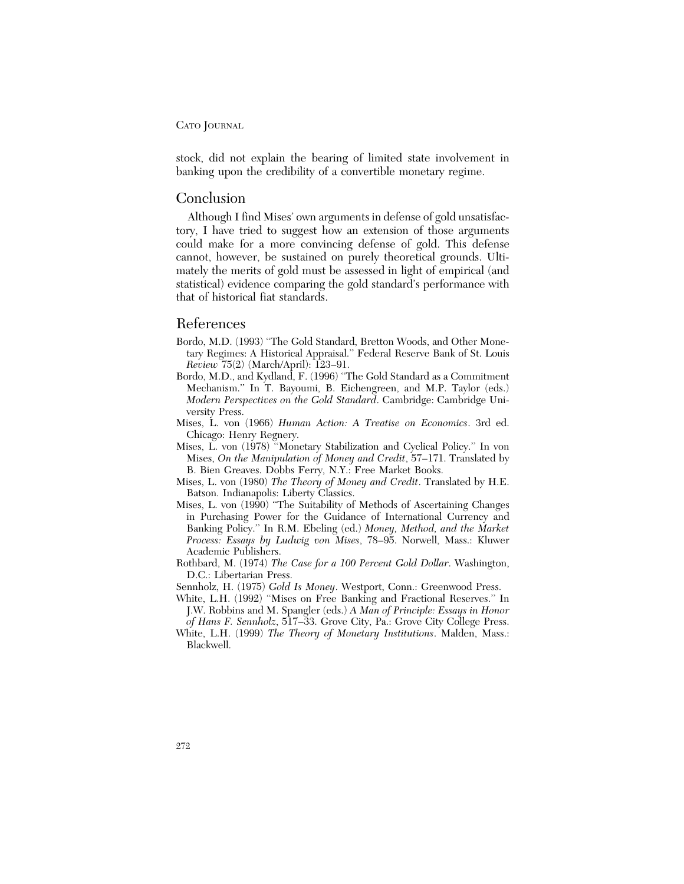stock, did not explain the bearing of limited state involvement in banking upon the credibility of a convertible monetary regime.

## Conclusion

Although I find Mises' own arguments in defense of gold unsatisfactory, I have tried to suggest how an extension of those arguments could make for a more convincing defense of gold. This defense cannot, however, be sustained on purely theoretical grounds. Ultimately the merits of gold must be assessed in light of empirical (and statistical) evidence comparing the gold standard's performance with that of historical fiat standards.

## References

Bordo, M.D. (1993) "The Gold Standard, Bretton Woods, and Other Monetary Regimes: A Historical Appraisal." Federal Reserve Bank of St. Louis *Review* 75(2) (March/April): 123–91.

Bordo, M.D., and Kydland, F. (1996) "The Gold Standard as a Commitment Mechanism." In T. Bayoumi, B. Eichengreen, and M.P. Taylor (eds.) *Modern Perspectives on the Gold Standard*. Cambridge: Cambridge University Press.

Mises, L. von (1966) *Human Action: A Treatise on Economics*. 3rd ed. Chicago: Henry Regnery.

Mises, L. von (1978) "Monetary Stabilization and Cyclical Policy." In von Mises, *On the Manipulation of Money and Credit*, 57–171. Translated by B. Bien Greaves. Dobbs Ferry, N.Y.: Free Market Books.

Mises, L. von (1980) *The Theory of Money and Credit*. Translated by H.E. Batson. Indianapolis: Liberty Classics.

Mises, L. von (1990) "The Suitability of Methods of Ascertaining Changes in Purchasing Power for the Guidance of International Currency and Banking Policy." In R.M. Ebeling (ed.) *Money, Method, and the Market Process: Essays by Ludwig von Mises*, 78–95. Norwell, Mass.: Kluwer Academic Publishers.

Rothbard, M. (1974) *The Case for a 100 Percent Gold Dollar*. Washington, D.C.: Libertarian Press.

Sennholz, H. (1975) *Gold Is Money*. Westport, Conn.: Greenwood Press.

White, L.H. (1992) "Mises on Free Banking and Fractional Reserves." In J.W. Robbins and M. Spangler (eds.) *A Man of Principle: Essays in Honor of Hans F. Sennholz*, 517–33. Grove City, Pa.: Grove City College Press.

White, L.H. (1999) *The Theory of Monetary Institutions*. Malden, Mass.: Blackwell.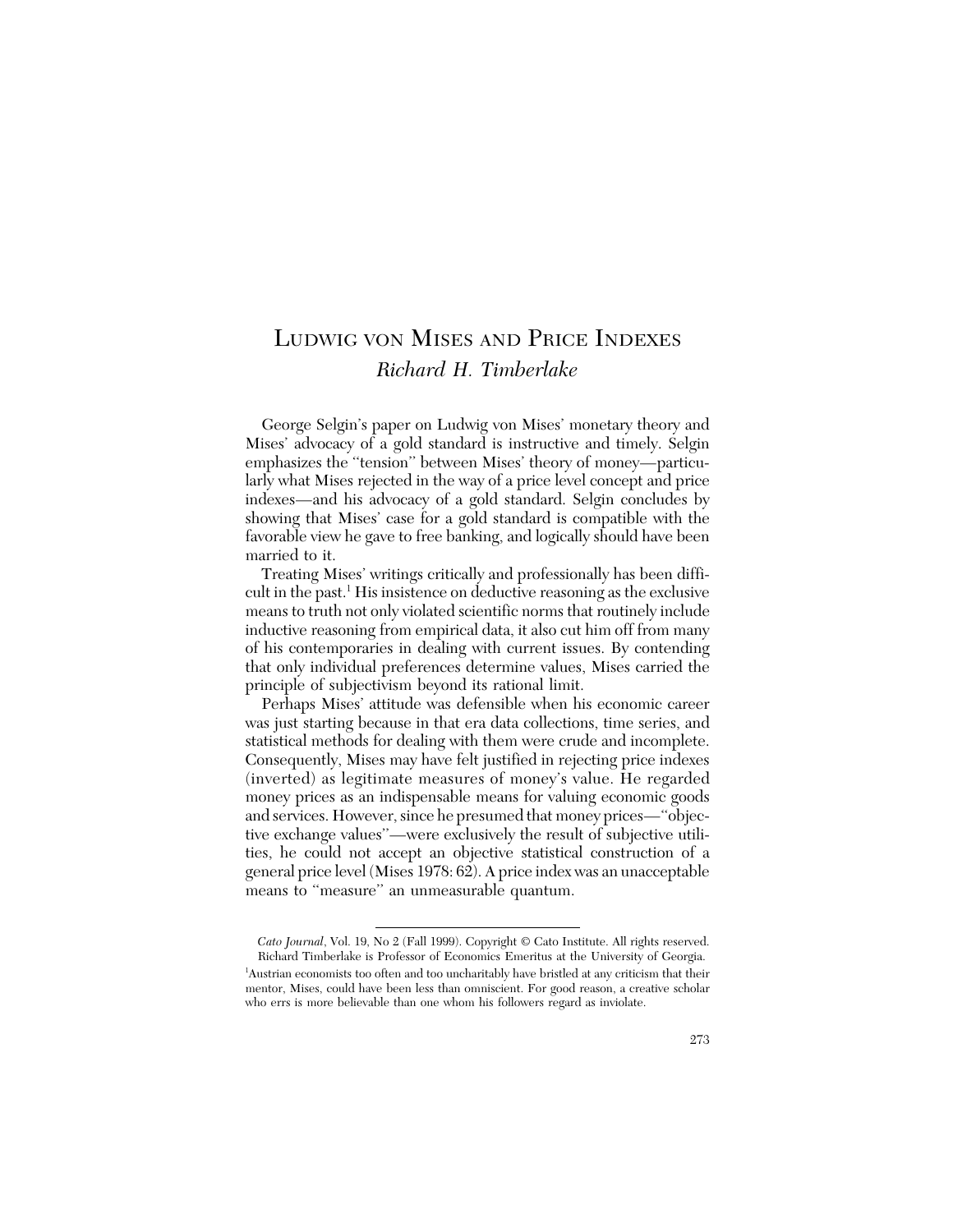# Ludwig von Mises and Price Indexes

*Richard H. Timberlake*

George Selgin's paper on Ludwig von Mises' monetary theory and Mises' advocacy of a gold standard is instructive and timely. Selgin emphasizes the "tension" between Mises' theory of money—particularly what Mises rejected in the way of a price level concept and price indexes—and his advocacy of a gold standard. Selgin concludes by showing that Mises' case for a gold standard is compatible with the favorable view he gave to free banking, and logically should have been married to it.

Treating Mises' writings critically and professionally has been difficult in the past.[1] His insistence on deductive reasoning as the exclusive means to truth not only violated scientific norms that routinely include inductive reasoning from empirical data, it also cut him off from many of his contemporaries in dealing with current issues. By contending that only individual preferences determine values, Mises carried the principle of subjectivism beyond its rational limit.

Perhaps Mises' attitude was defensible when his economic career was just starting because in that era data collections, time series, and statistical methods for dealing with them were crude and incomplete. Consequently, Mises may have felt justified in rejecting price indexes (inverted) as legitimate measures of money's value. He regarded money prices as an indispensable means for valuing economic goods and services. However, since he presumed that money prices—"objective exchange values"—were exclusively the result of subjective utilities, he could not accept an objective statistical construction of a general price level (Mises 1978: 62). A price index was an unacceptable means to "measure" an unmeasurable quantum.

---

*Cato Journal*, Vol. 19, No 2 (Fall 1999). Copyright © Cato Institute. All rights reserved.

Richard Timberlake is Professor of Economics Emeritus at the University of Georgia.

[1]Austrian economists too often and too uncharitably have bristled at any criticism that their mentor, Mises, could have been less than omniscient. For good reason, a creative scholar who errs is more believable than one whom his followers regard as inviolate.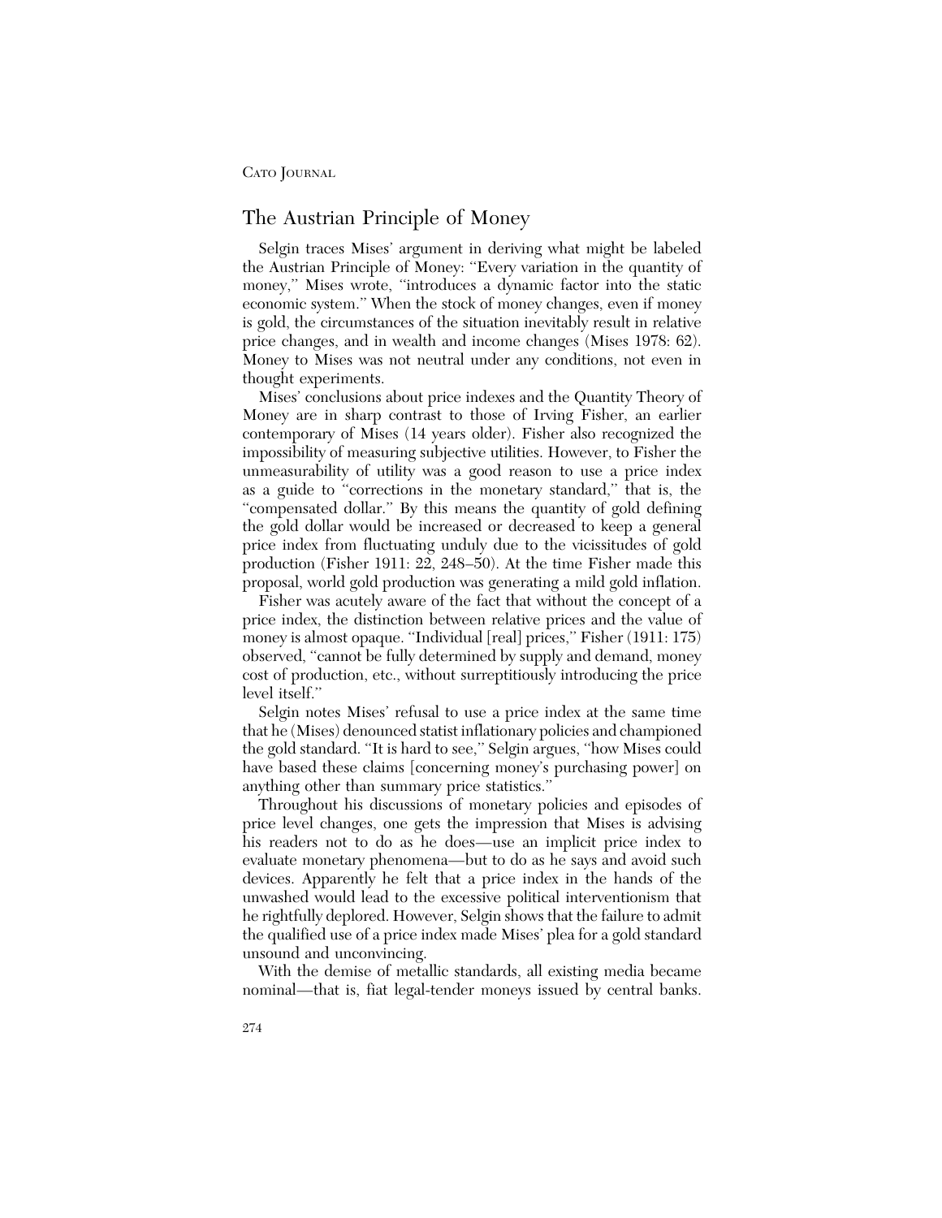## The Austrian Principle of Money

Selgin traces Mises' argument in deriving what might be labeled the Austrian Principle of Money: "Every variation in the quantity of money," Mises wrote, "introduces a dynamic factor into the static economic system." When the stock of money changes, even if money is gold, the circumstances of the situation inevitably result in relative price changes, and in wealth and income changes (Mises 1978: 62). Money to Mises was not neutral under any conditions, not even in thought experiments.

Mises' conclusions about price indexes and the Quantity Theory of Money are in sharp contrast to those of Irving Fisher, an earlier contemporary of Mises (14 years older). Fisher also recognized the impossibility of measuring subjective utilities. However, to Fisher the unmeasurability of utility was a good reason to use a price index as a guide to "corrections in the monetary standard," that is, the "compensated dollar." By this means the quantity of gold defining the gold dollar would be increased or decreased to keep a general price index from fluctuating unduly due to the vicissitudes of gold production (Fisher 1911: 22, 248–50). At the time Fisher made this proposal, world gold production was generating a mild gold inflation.

Fisher was acutely aware of the fact that without the concept of a price index, the distinction between relative prices and the value of money is almost opaque. "Individual [real] prices," Fisher (1911: 175) observed, "cannot be fully determined by supply and demand, money cost of production, etc., without surreptitiously introducing the price level itself."

Selgin notes Mises' refusal to use a price index at the same time that he (Mises) denounced statist inflationary policies and championed the gold standard. "It is hard to see," Selgin argues, "how Mises could have based these claims [concerning money's purchasing power] on anything other than summary price statistics."

Throughout his discussions of monetary policies and episodes of price level changes, one gets the impression that Mises is advising his readers not to do as he does—use an implicit price index to evaluate monetary phenomena—but to do as he says and avoid such devices. Apparently he felt that a price index in the hands of the unwashed would lead to the excessive political interventionism that he rightfully deplored. However, Selgin shows that the failure to admit the qualified use of a price index made Mises' plea for a gold standard unsound and unconvincing.

With the demise of metallic standards, all existing media became nominal—that is, fiat legal-tender moneys issued by central banks.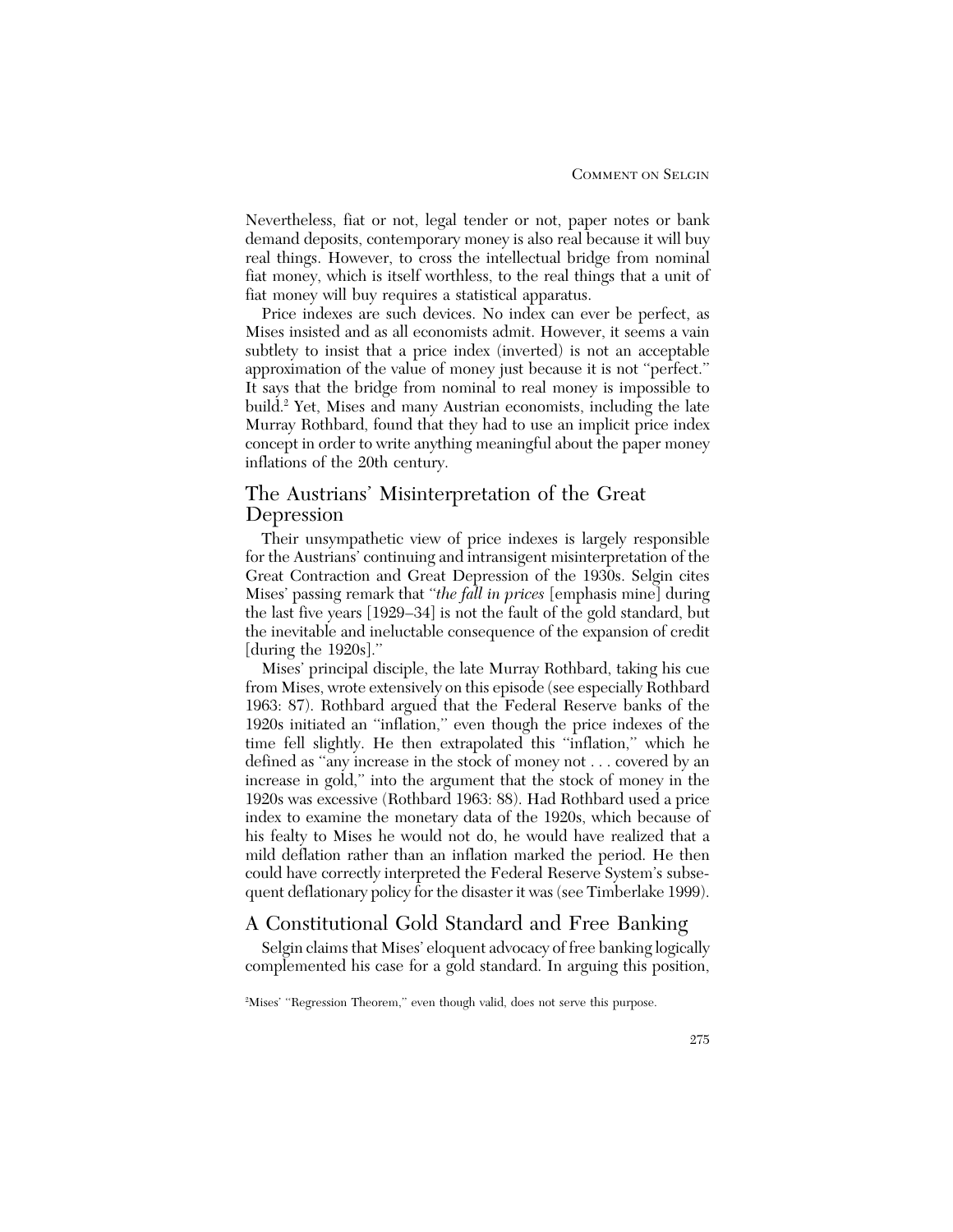Nevertheless, fiat or not, legal tender or not, paper notes or bank demand deposits, contemporary money is also real because it will buy real things. However, to cross the intellectual bridge from nominal fiat money, which is itself worthless, to the real things that a unit of fiat money will buy requires a statistical apparatus.

Price indexes are such devices. No index can ever be perfect, as Mises insisted and as all economists admit. However, it seems a vain subtlety to insist that a price index (inverted) is not an acceptable approximation of the value of money just because it is not "perfect." It says that the bridge from nominal to real money is impossible to build.[2] Yet, Mises and many Austrian economists, including the late Murray Rothbard, found that they had to use an implicit price index concept in order to write anything meaningful about the paper money inflations of the 20th century.

## The Austrians' Misinterpretation of the Great Depression

Their unsympathetic view of price indexes is largely responsible for the Austrians' continuing and intransigent misinterpretation of the Great Contraction and Great Depression of the 1930s. Selgin cites Mises' passing remark that "*the fall in prices* [emphasis mine] during the last five years [1929–34] is not the fault of the gold standard, but the inevitable and ineluctable consequence of the expansion of credit [during the 1920s]."

Mises' principal disciple, the late Murray Rothbard, taking his cue from Mises, wrote extensively on this episode (see especially Rothbard 1963: 87). Rothbard argued that the Federal Reserve banks of the 1920s initiated an "inflation," even though the price indexes of the time fell slightly. He then extrapolated this "inflation," which he defined as "any increase in the stock of money not . . . covered by an increase in gold," into the argument that the stock of money in the 1920s was excessive (Rothbard 1963: 88). Had Rothbard used a price index to examine the monetary data of the 1920s, which because of his fealty to Mises he would not do, he would have realized that a mild deflation rather than an inflation marked the period. He then could have correctly interpreted the Federal Reserve System's subsequent deflationary policy for the disaster it was (see Timberlake 1999).

## A Constitutional Gold Standard and Free Banking

Selgin claims that Mises' eloquent advocacy of free banking logically complemented his case for a gold standard. In arguing this position,

[2] Mises' "Regression Theorem," even though valid, does not serve this purpose.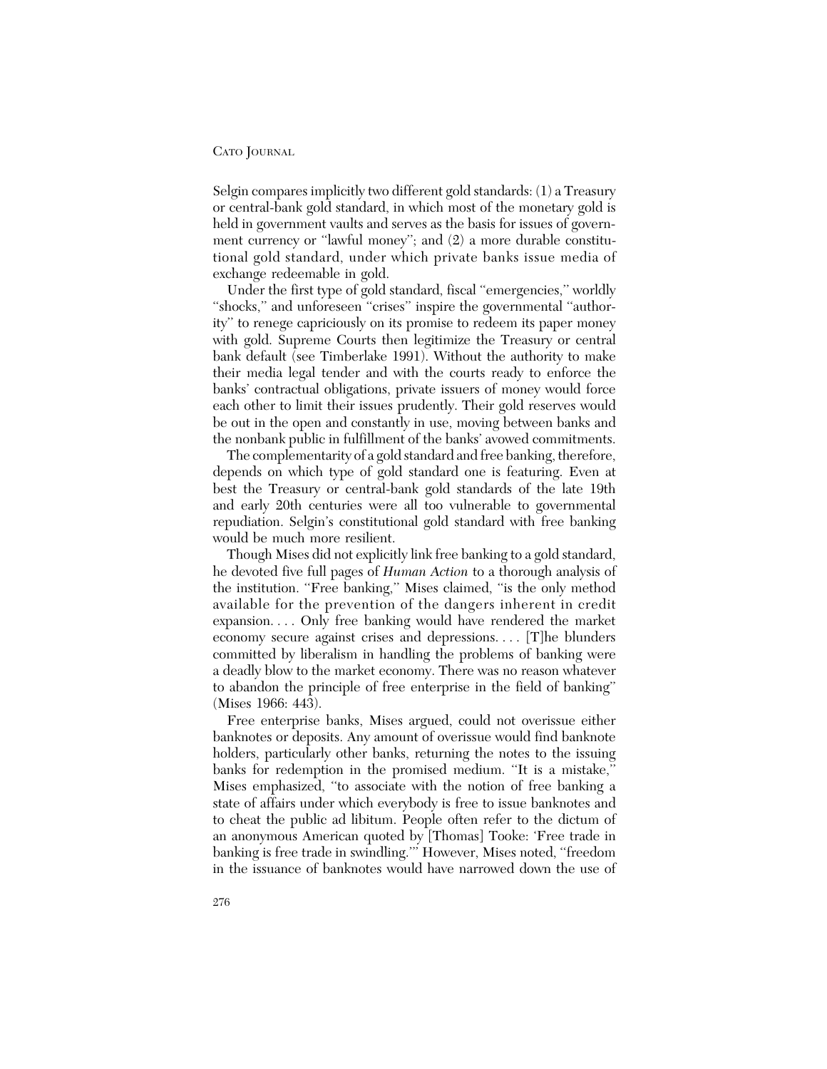Selgin compares implicitly two different gold standards: (1) a Treasury or central-bank gold standard, in which most of the monetary gold is held in government vaults and serves as the basis for issues of government currency or "lawful money"; and (2) a more durable constitutional gold standard, under which private banks issue media of exchange redeemable in gold.

Under the first type of gold standard, fiscal "emergencies," worldly "shocks," and unforeseen "crises" inspire the governmental "authority" to renege capriciously on its promise to redeem its paper money with gold. Supreme Courts then legitimize the Treasury or central bank default (see Timberlake 1991). Without the authority to make their media legal tender and with the courts ready to enforce the banks' contractual obligations, private issuers of money would force each other to limit their issues prudently. Their gold reserves would be out in the open and constantly in use, moving between banks and the nonbank public in fulfillment of the banks' avowed commitments.

The complementarity of a gold standard and free banking, therefore, depends on which type of gold standard one is featuring. Even at best the Treasury or central-bank gold standards of the late 19th and early 20th centuries were all too vulnerable to governmental repudiation. Selgin's constitutional gold standard with free banking would be much more resilient.

Though Mises did not explicitly link free banking to a gold standard, he devoted five full pages of *Human Action* to a thorough analysis of the institution. "Free banking," Mises claimed, "is the only method available for the prevention of the dangers inherent in credit expansion. . . . Only free banking would have rendered the market economy secure against crises and depressions. . . . [T]he blunders committed by liberalism in handling the problems of banking were a deadly blow to the market economy. There was no reason whatever to abandon the principle of free enterprise in the field of banking" (Mises 1966: 443).

Free enterprise banks, Mises argued, could not overissue either banknotes or deposits. Any amount of overissue would find banknote holders, particularly other banks, returning the notes to the issuing banks for redemption in the promised medium. "It is a mistake," Mises emphasized, "to associate with the notion of free banking a state of affairs under which everybody is free to issue banknotes and to cheat the public ad libitum. People often refer to the dictum of an anonymous American quoted by [Thomas] Tooke: 'Free trade in banking is free trade in swindling.'" However, Mises noted, "freedom in the issuance of banknotes would have narrowed down the use of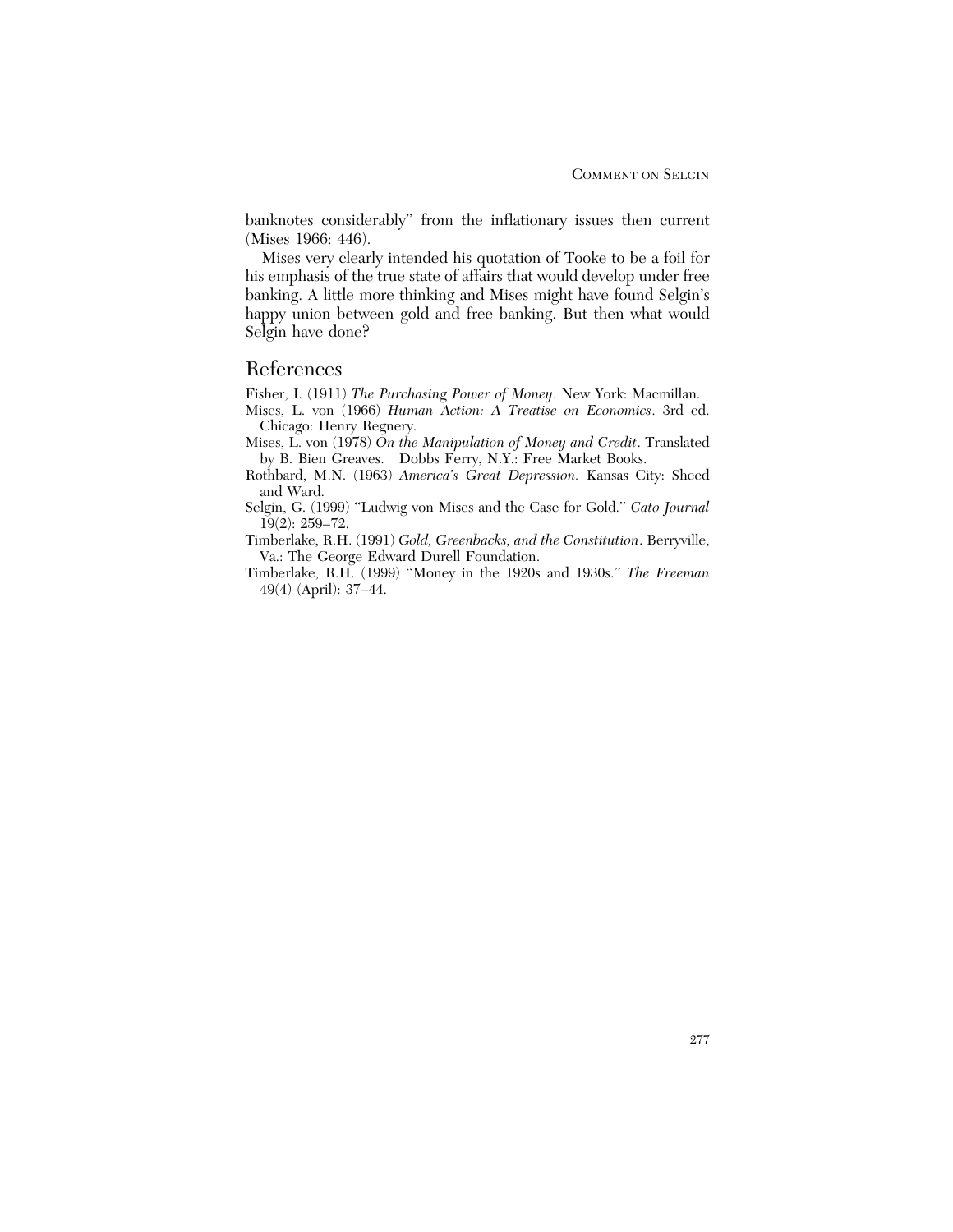banknotes considerably" from the inflationary issues then current (Mises 1966: 446).

Mises very clearly intended his quotation of Tooke to be a foil for his emphasis of the true state of affairs that would develop under free banking. A little more thinking and Mises might have found Selgin's happy union between gold and free banking. But then what would Selgin have done?

## References

Fisher, I. (1911) *The Purchasing Power of Money*. New York: Macmillan.

Mises, L. von (1966) *Human Action: A Treatise on Economics*. 3rd ed. Chicago: Henry Regnery.

Mises, L. von (1978) *On the Manipulation of Money and Credit*. Translated by B. Bien Greaves. Dobbs Ferry, N.Y.: Free Market Books.

Rothbard, M.N. (1963) *America's Great Depression.* Kansas City: Sheed and Ward.

Selgin, G. (1999) "Ludwig von Mises and the Case for Gold." *Cato Journal* 19(2): 259–72.

Timberlake, R.H. (1991) *Gold, Greenbacks, and the Constitution*. Berryville, Va.: The George Edward Durell Foundation.

Timberlake, R.H. (1999) "Money in the 1920s and 1930s." *The Freeman* 49(4) (April): 37–44.